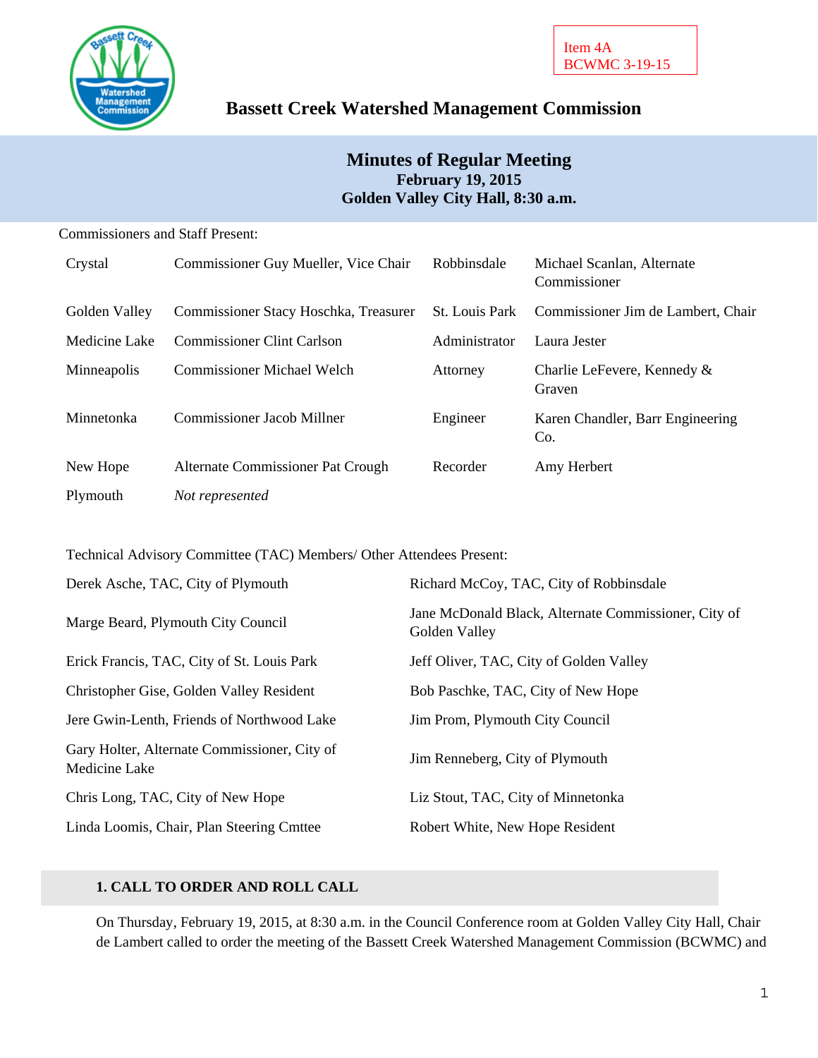Item 4A
BCWMC 3-19-15

# Bassett Creek Watershed Management Commission

## Minutes of Regular Meeting
**February 19, 2015**
**Golden Valley City Hall, 8:30 a.m.**

Commissioners and Staff Present:

| | | | |
|---|---|---|---|
| Crystal | Commissioner Guy Mueller, Vice Chair | Robbinsdale | Michael Scanlan, Alternate Commissioner |
| Golden Valley | Commissioner Stacy Hoschka, Treasurer | St. Louis Park | Commissioner Jim de Lambert, Chair |
| Medicine Lake | Commissioner Clint Carlson | Administrator | Laura Jester |
| Minneapolis | Commissioner Michael Welch | Attorney | Charlie LeFevere, Kennedy & Graven |
| Minnetonka | Commissioner Jacob Millner | Engineer | Karen Chandler, Barr Engineering Co. |
| New Hope | Alternate Commissioner Pat Crough | Recorder | Amy Herbert |
| Plymouth | *Not represented* | | |

Technical Advisory Committee (TAC) Members/ Other Attendees Present:

| | |
|---|---|
| Derek Asche, TAC, City of Plymouth | Richard McCoy, TAC, City of Robbinsdale |
| Marge Beard, Plymouth City Council | Jane McDonald Black, Alternate Commissioner, City of Golden Valley |
| Erick Francis, TAC, City of St. Louis Park | Jeff Oliver, TAC, City of Golden Valley |
| Christopher Gise, Golden Valley Resident | Bob Paschke, TAC, City of New Hope |
| Jere Gwin-Lenth, Friends of Northwood Lake | Jim Prom, Plymouth City Council |
| Gary Holter, Alternate Commissioner, City of Medicine Lake | Jim Renneberg, City of Plymouth |
| Chris Long, TAC, City of New Hope | Liz Stout, TAC, City of Minnetonka |
| Linda Loomis, Chair, Plan Steering Cmttee | Robert White, New Hope Resident |

### 1. CALL TO ORDER AND ROLL CALL

On Thursday, February 19, 2015, at 8:30 a.m. in the Council Conference room at Golden Valley City Hall, Chair de Lambert called to order the meeting of the Bassett Creek Watershed Management Commission (BCWMC) and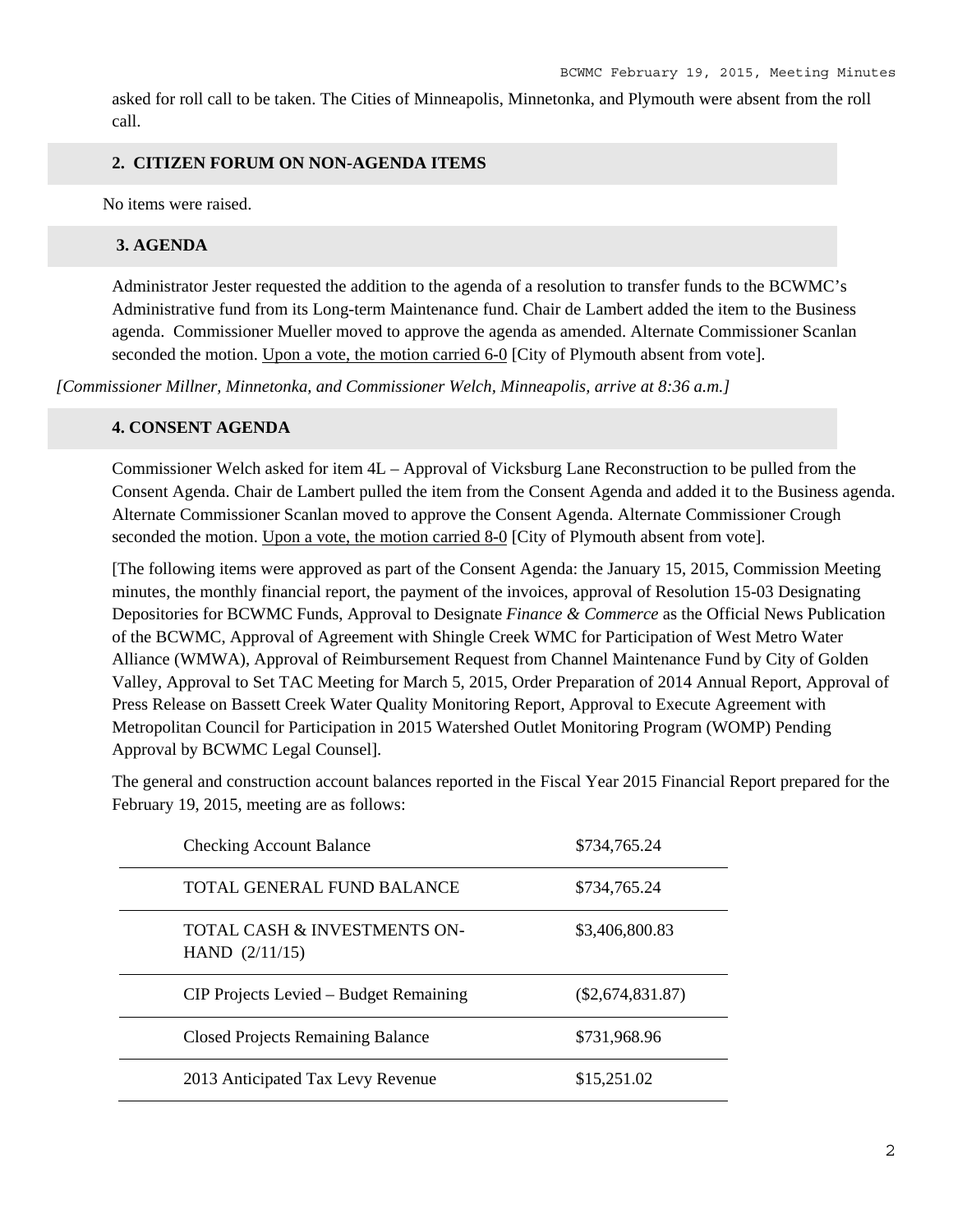asked for roll call to be taken. The Cities of Minneapolis, Minnetonka, and Plymouth were absent from the roll call.

## 2. CITIZEN FORUM ON NON-AGENDA ITEMS

No items were raised.

## 3. AGENDA

Administrator Jester requested the addition to the agenda of a resolution to transfer funds to the BCWMC's Administrative fund from its Long-term Maintenance fund. Chair de Lambert added the item to the Business agenda. Commissioner Mueller moved to approve the agenda as amended. Alternate Commissioner Scanlan seconded the motion. Upon a vote, the motion carried 6-0 [City of Plymouth absent from vote].

*[Commissioner Millner, Minnetonka, and Commissioner Welch, Minneapolis, arrive at 8:36 a.m.]*

## 4. CONSENT AGENDA

Commissioner Welch asked for item 4L – Approval of Vicksburg Lane Reconstruction to be pulled from the Consent Agenda. Chair de Lambert pulled the item from the Consent Agenda and added it to the Business agenda. Alternate Commissioner Scanlan moved to approve the Consent Agenda. Alternate Commissioner Crough seconded the motion. Upon a vote, the motion carried 8-0 [City of Plymouth absent from vote].

[The following items were approved as part of the Consent Agenda: the January 15, 2015, Commission Meeting minutes, the monthly financial report, the payment of the invoices, approval of Resolution 15-03 Designating Depositories for BCWMC Funds, Approval to Designate *Finance & Commerce* as the Official News Publication of the BCWMC, Approval of Agreement with Shingle Creek WMC for Participation of West Metro Water Alliance (WMWA), Approval of Reimbursement Request from Channel Maintenance Fund by City of Golden Valley, Approval to Set TAC Meeting for March 5, 2015, Order Preparation of 2014 Annual Report, Approval of Press Release on Bassett Creek Water Quality Monitoring Report, Approval to Execute Agreement with Metropolitan Council for Participation in 2015 Watershed Outlet Monitoring Program (WOMP) Pending Approval by BCWMC Legal Counsel].

The general and construction account balances reported in the Fiscal Year 2015 Financial Report prepared for the February 19, 2015, meeting are as follows:

| | |
|---|---|
| Checking Account Balance | $734,765.24 |
| TOTAL GENERAL FUND BALANCE | $734,765.24 |
| TOTAL CASH & INVESTMENTS ON-HAND (2/11/15) | $3,406,800.83 |
| CIP Projects Levied – Budget Remaining | ($2,674,831.87) |
| Closed Projects Remaining Balance | $731,968.96 |
| 2013 Anticipated Tax Levy Revenue | $15,251.02 |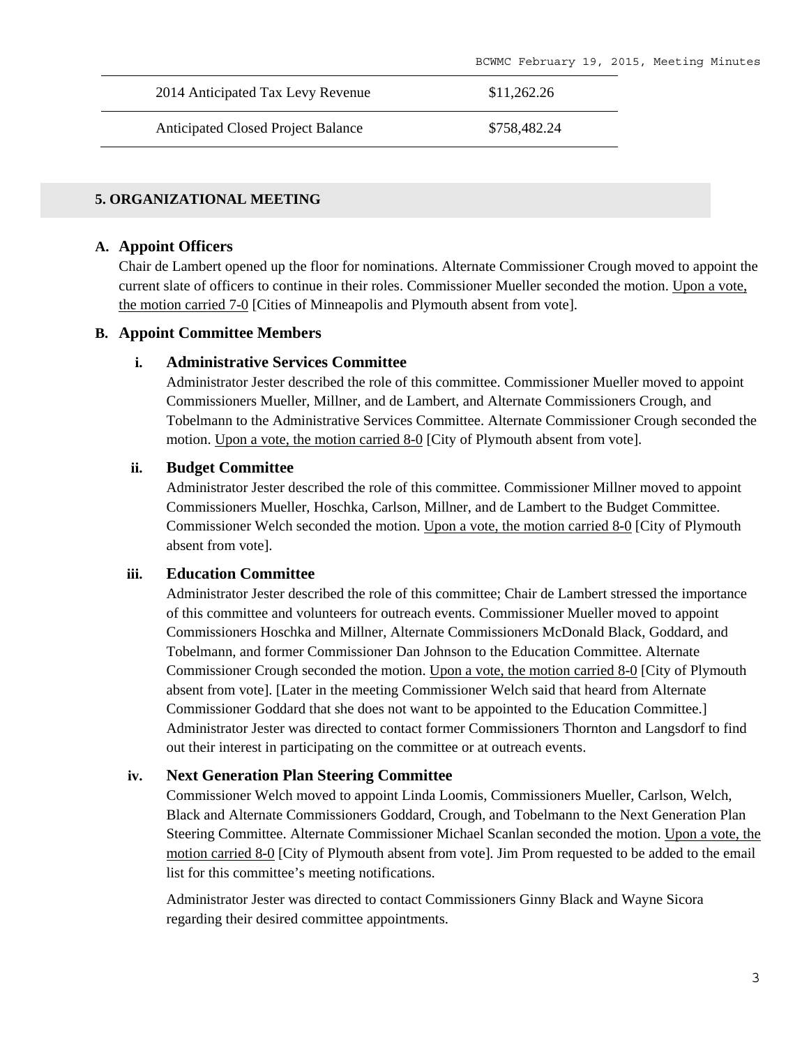| 2014 Anticipated Tax Levy Revenue | $11,262.26 |
|---|---|
| Anticipated Closed Project Balance | $758,482.24 |

## 5. ORGANIZATIONAL MEETING

### A. Appoint Officers

Chair de Lambert opened up the floor for nominations. Alternate Commissioner Crough moved to appoint the current slate of officers to continue in their roles. Commissioner Mueller seconded the motion. Upon a vote, the motion carried 7-0 [Cities of Minneapolis and Plymouth absent from vote].

### B. Appoint Committee Members

#### i. Administrative Services Committee

Administrator Jester described the role of this committee. Commissioner Mueller moved to appoint Commissioners Mueller, Millner, and de Lambert, and Alternate Commissioners Crough, and Tobelmann to the Administrative Services Committee. Alternate Commissioner Crough seconded the motion. Upon a vote, the motion carried 8-0 [City of Plymouth absent from vote].

#### ii. Budget Committee

Administrator Jester described the role of this committee. Commissioner Millner moved to appoint Commissioners Mueller, Hoschka, Carlson, Millner, and de Lambert to the Budget Committee. Commissioner Welch seconded the motion. Upon a vote, the motion carried 8-0 [City of Plymouth absent from vote].

#### iii. Education Committee

Administrator Jester described the role of this committee; Chair de Lambert stressed the importance of this committee and volunteers for outreach events. Commissioner Mueller moved to appoint Commissioners Hoschka and Millner, Alternate Commissioners McDonald Black, Goddard, and Tobelmann, and former Commissioner Dan Johnson to the Education Committee. Alternate Commissioner Crough seconded the motion. Upon a vote, the motion carried 8-0 [City of Plymouth absent from vote]. [Later in the meeting Commissioner Welch said that heard from Alternate Commissioner Goddard that she does not want to be appointed to the Education Committee.] Administrator Jester was directed to contact former Commissioners Thornton and Langsdorf to find out their interest in participating on the committee or at outreach events.

#### iv. Next Generation Plan Steering Committee

Commissioner Welch moved to appoint Linda Loomis, Commissioners Mueller, Carlson, Welch, Black and Alternate Commissioners Goddard, Crough, and Tobelmann to the Next Generation Plan Steering Committee. Alternate Commissioner Michael Scanlan seconded the motion. Upon a vote, the motion carried 8-0 [City of Plymouth absent from vote]. Jim Prom requested to be added to the email list for this committee's meeting notifications.

Administrator Jester was directed to contact Commissioners Ginny Black and Wayne Sicora regarding their desired committee appointments.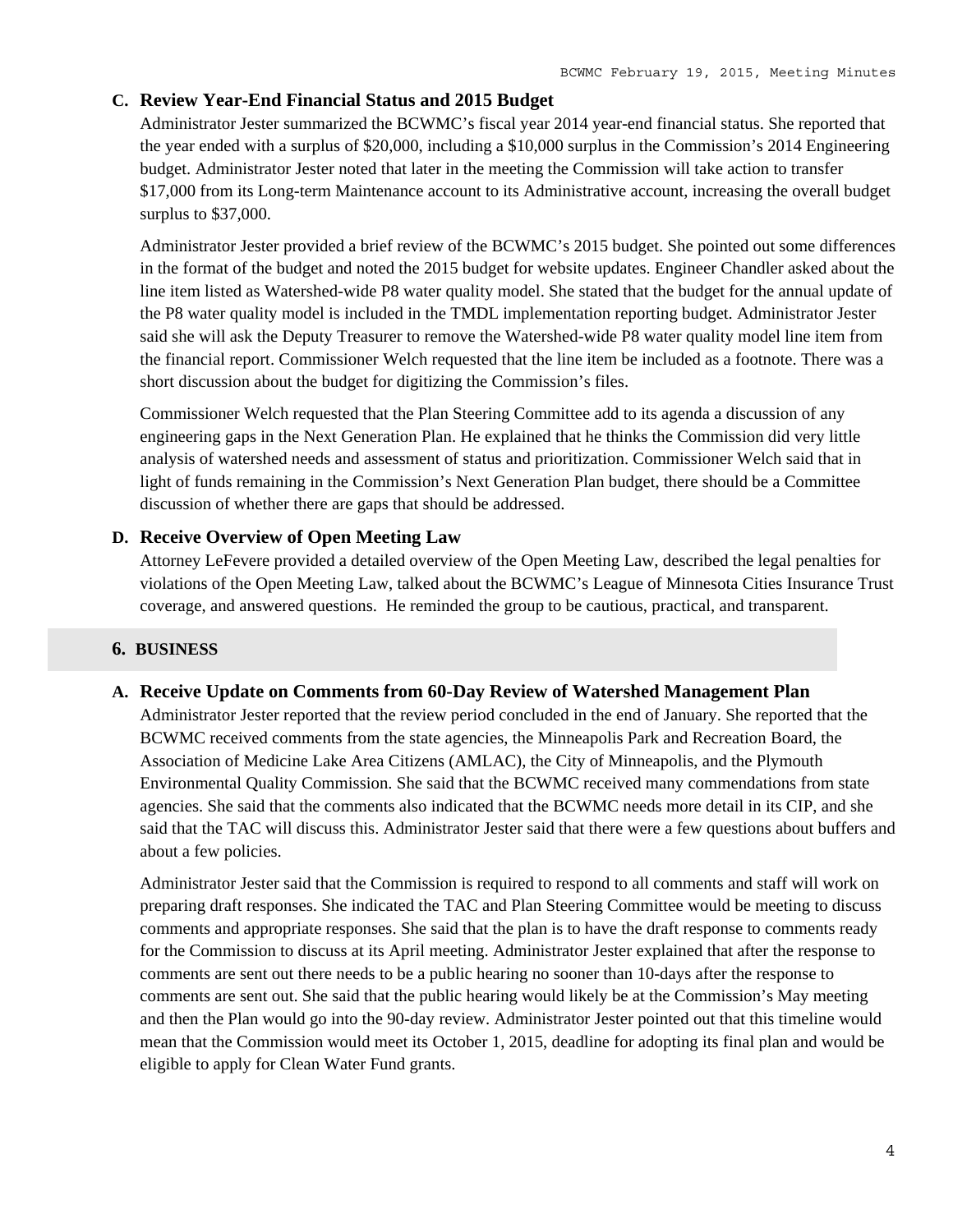### C. Review Year-End Financial Status and 2015 Budget

Administrator Jester summarized the BCWMC's fiscal year 2014 year-end financial status. She reported that the year ended with a surplus of $20,000, including a $10,000 surplus in the Commission's 2014 Engineering budget. Administrator Jester noted that later in the meeting the Commission will take action to transfer $17,000 from its Long-term Maintenance account to its Administrative account, increasing the overall budget surplus to $37,000.

Administrator Jester provided a brief review of the BCWMC's 2015 budget. She pointed out some differences in the format of the budget and noted the 2015 budget for website updates. Engineer Chandler asked about the line item listed as Watershed-wide P8 water quality model. She stated that the budget for the annual update of the P8 water quality model is included in the TMDL implementation reporting budget. Administrator Jester said she will ask the Deputy Treasurer to remove the Watershed-wide P8 water quality model line item from the financial report. Commissioner Welch requested that the line item be included as a footnote. There was a short discussion about the budget for digitizing the Commission's files.

Commissioner Welch requested that the Plan Steering Committee add to its agenda a discussion of any engineering gaps in the Next Generation Plan. He explained that he thinks the Commission did very little analysis of watershed needs and assessment of status and prioritization. Commissioner Welch said that in light of funds remaining in the Commission's Next Generation Plan budget, there should be a Committee discussion of whether there are gaps that should be addressed.

### D. Receive Overview of Open Meeting Law

Attorney LeFevere provided a detailed overview of the Open Meeting Law, described the legal penalties for violations of the Open Meeting Law, talked about the BCWMC's League of Minnesota Cities Insurance Trust coverage, and answered questions. He reminded the group to be cautious, practical, and transparent.

## 6. BUSINESS

### A. Receive Update on Comments from 60-Day Review of Watershed Management Plan

Administrator Jester reported that the review period concluded in the end of January. She reported that the BCWMC received comments from the state agencies, the Minneapolis Park and Recreation Board, the Association of Medicine Lake Area Citizens (AMLAC), the City of Minneapolis, and the Plymouth Environmental Quality Commission. She said that the BCWMC received many commendations from state agencies. She said that the comments also indicated that the BCWMC needs more detail in its CIP, and she said that the TAC will discuss this. Administrator Jester said that there were a few questions about buffers and about a few policies.

Administrator Jester said that the Commission is required to respond to all comments and staff will work on preparing draft responses. She indicated the TAC and Plan Steering Committee would be meeting to discuss comments and appropriate responses. She said that the plan is to have the draft response to comments ready for the Commission to discuss at its April meeting. Administrator Jester explained that after the response to comments are sent out there needs to be a public hearing no sooner than 10-days after the response to comments are sent out. She said that the public hearing would likely be at the Commission's May meeting and then the Plan would go into the 90-day review. Administrator Jester pointed out that this timeline would mean that the Commission would meet its October 1, 2015, deadline for adopting its final plan and would be eligible to apply for Clean Water Fund grants.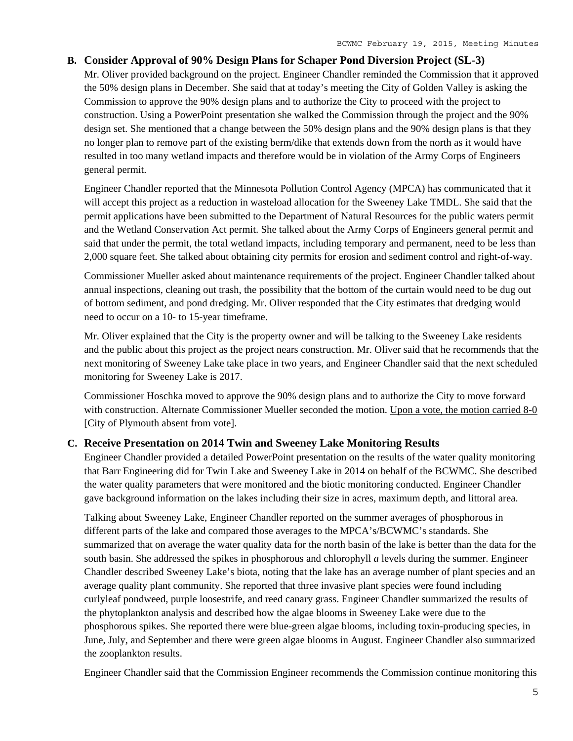**B. Consider Approval of 90% Design Plans for Schaper Pond Diversion Project (SL-3)**

Mr. Oliver provided background on the project. Engineer Chandler reminded the Commission that it approved the 50% design plans in December. She said that at today's meeting the City of Golden Valley is asking the Commission to approve the 90% design plans and to authorize the City to proceed with the project to construction. Using a PowerPoint presentation she walked the Commission through the project and the 90% design set. She mentioned that a change between the 50% design plans and the 90% design plans is that they no longer plan to remove part of the existing berm/dike that extends down from the north as it would have resulted in too many wetland impacts and therefore would be in violation of the Army Corps of Engineers general permit.

Engineer Chandler reported that the Minnesota Pollution Control Agency (MPCA) has communicated that it will accept this project as a reduction in wasteload allocation for the Sweeney Lake TMDL. She said that the permit applications have been submitted to the Department of Natural Resources for the public waters permit and the Wetland Conservation Act permit. She talked about the Army Corps of Engineers general permit and said that under the permit, the total wetland impacts, including temporary and permanent, need to be less than 2,000 square feet. She talked about obtaining city permits for erosion and sediment control and right-of-way.

Commissioner Mueller asked about maintenance requirements of the project. Engineer Chandler talked about annual inspections, cleaning out trash, the possibility that the bottom of the curtain would need to be dug out of bottom sediment, and pond dredging. Mr. Oliver responded that the City estimates that dredging would need to occur on a 10- to 15-year timeframe.

Mr. Oliver explained that the City is the property owner and will be talking to the Sweeney Lake residents and the public about this project as the project nears construction. Mr. Oliver said that he recommends that the next monitoring of Sweeney Lake take place in two years, and Engineer Chandler said that the next scheduled monitoring for Sweeney Lake is 2017.

Commissioner Hoschka moved to approve the 90% design plans and to authorize the City to move forward with construction. Alternate Commissioner Mueller seconded the motion. Upon a vote, the motion carried 8-0 [City of Plymouth absent from vote].

**C. Receive Presentation on 2014 Twin and Sweeney Lake Monitoring Results**

Engineer Chandler provided a detailed PowerPoint presentation on the results of the water quality monitoring that Barr Engineering did for Twin Lake and Sweeney Lake in 2014 on behalf of the BCWMC. She described the water quality parameters that were monitored and the biotic monitoring conducted. Engineer Chandler gave background information on the lakes including their size in acres, maximum depth, and littoral area.

Talking about Sweeney Lake, Engineer Chandler reported on the summer averages of phosphorous in different parts of the lake and compared those averages to the MPCA's/BCWMC's standards. She summarized that on average the water quality data for the north basin of the lake is better than the data for the south basin. She addressed the spikes in phosphorous and chlorophyll *a* levels during the summer. Engineer Chandler described Sweeney Lake's biota, noting that the lake has an average number of plant species and an average quality plant community. She reported that three invasive plant species were found including curlyleaf pondweed, purple loosestrife, and reed canary grass. Engineer Chandler summarized the results of the phytoplankton analysis and described how the algae blooms in Sweeney Lake were due to the phosphorous spikes. She reported there were blue-green algae blooms, including toxin-producing species, in June, July, and September and there were green algae blooms in August. Engineer Chandler also summarized the zooplankton results.

Engineer Chandler said that the Commission Engineer recommends the Commission continue monitoring this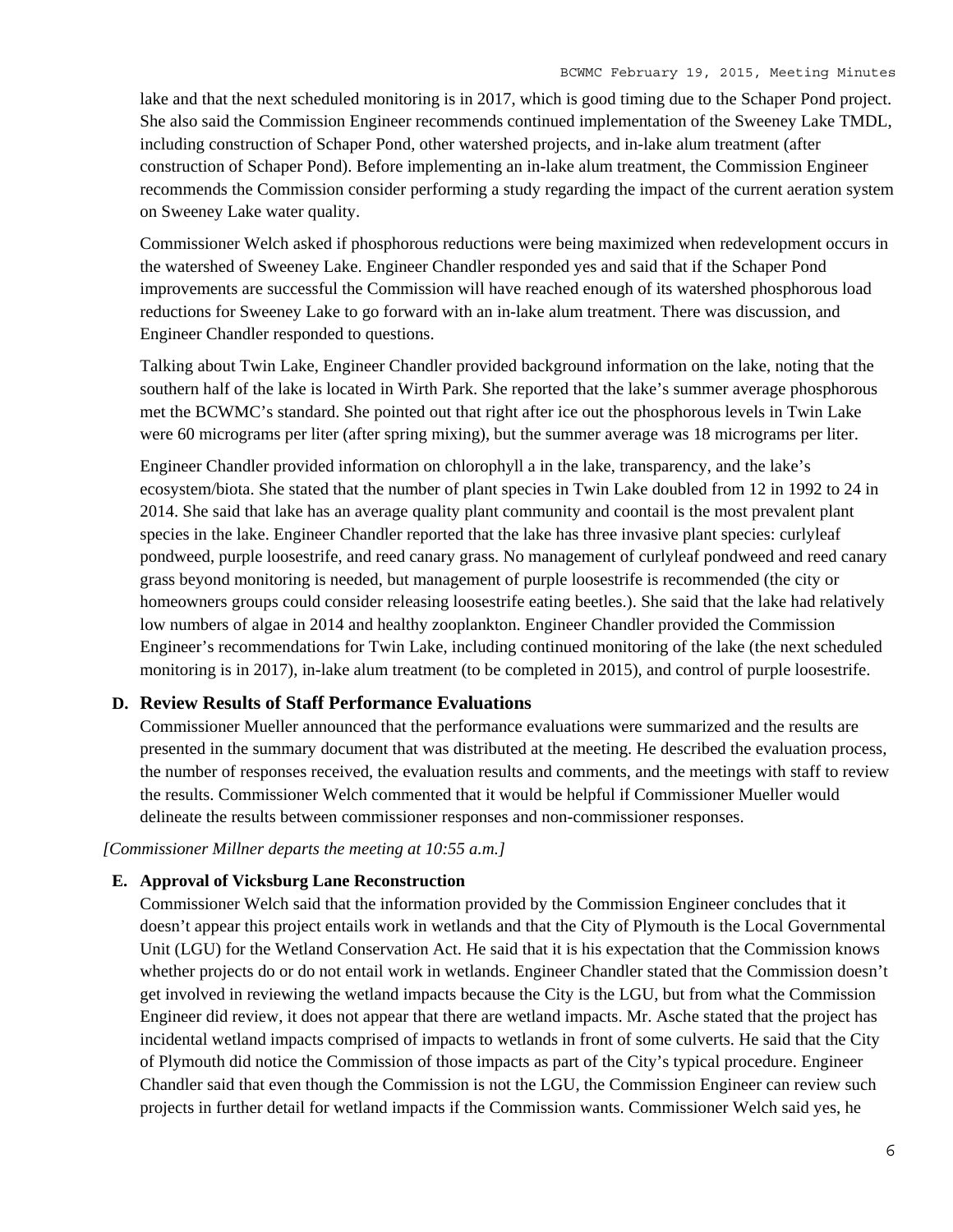lake and that the next scheduled monitoring is in 2017, which is good timing due to the Schaper Pond project. She also said the Commission Engineer recommends continued implementation of the Sweeney Lake TMDL, including construction of Schaper Pond, other watershed projects, and in-lake alum treatment (after construction of Schaper Pond). Before implementing an in-lake alum treatment, the Commission Engineer recommends the Commission consider performing a study regarding the impact of the current aeration system on Sweeney Lake water quality.

Commissioner Welch asked if phosphorous reductions were being maximized when redevelopment occurs in the watershed of Sweeney Lake. Engineer Chandler responded yes and said that if the Schaper Pond improvements are successful the Commission will have reached enough of its watershed phosphorous load reductions for Sweeney Lake to go forward with an in-lake alum treatment. There was discussion, and Engineer Chandler responded to questions.

Talking about Twin Lake, Engineer Chandler provided background information on the lake, noting that the southern half of the lake is located in Wirth Park. She reported that the lake's summer average phosphorous met the BCWMC's standard. She pointed out that right after ice out the phosphorous levels in Twin Lake were 60 micrograms per liter (after spring mixing), but the summer average was 18 micrograms per liter.

Engineer Chandler provided information on chlorophyll a in the lake, transparency, and the lake's ecosystem/biota. She stated that the number of plant species in Twin Lake doubled from 12 in 1992 to 24 in 2014. She said that lake has an average quality plant community and coontail is the most prevalent plant species in the lake. Engineer Chandler reported that the lake has three invasive plant species: curlyleaf pondweed, purple loosestrife, and reed canary grass. No management of curlyleaf pondweed and reed canary grass beyond monitoring is needed, but management of purple loosestrife is recommended (the city or homeowners groups could consider releasing loosestrife eating beetles.). She said that the lake had relatively low numbers of algae in 2014 and healthy zooplankton. Engineer Chandler provided the Commission Engineer's recommendations for Twin Lake, including continued monitoring of the lake (the next scheduled monitoring is in 2017), in-lake alum treatment (to be completed in 2015), and control of purple loosestrife.

### D. Review Results of Staff Performance Evaluations

Commissioner Mueller announced that the performance evaluations were summarized and the results are presented in the summary document that was distributed at the meeting. He described the evaluation process, the number of responses received, the evaluation results and comments, and the meetings with staff to review the results. Commissioner Welch commented that it would be helpful if Commissioner Mueller would delineate the results between commissioner responses and non-commissioner responses.

*[Commissioner Millner departs the meeting at 10:55 a.m.]*

### E. Approval of Vicksburg Lane Reconstruction

Commissioner Welch said that the information provided by the Commission Engineer concludes that it doesn't appear this project entails work in wetlands and that the City of Plymouth is the Local Governmental Unit (LGU) for the Wetland Conservation Act. He said that it is his expectation that the Commission knows whether projects do or do not entail work in wetlands. Engineer Chandler stated that the Commission doesn't get involved in reviewing the wetland impacts because the City is the LGU, but from what the Commission Engineer did review, it does not appear that there are wetland impacts. Mr. Asche stated that the project has incidental wetland impacts comprised of impacts to wetlands in front of some culverts. He said that the City of Plymouth did notice the Commission of those impacts as part of the City's typical procedure. Engineer Chandler said that even though the Commission is not the LGU, the Commission Engineer can review such projects in further detail for wetland impacts if the Commission wants. Commissioner Welch said yes, he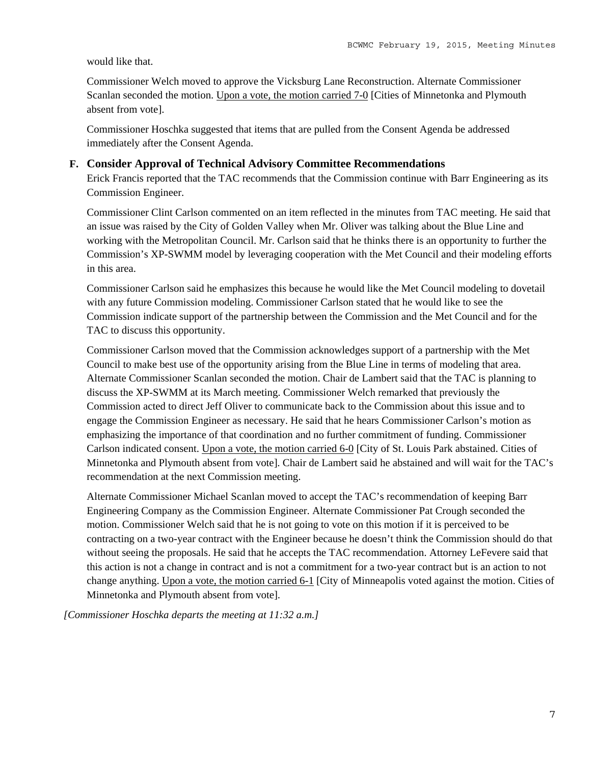would like that.

Commissioner Welch moved to approve the Vicksburg Lane Reconstruction. Alternate Commissioner Scanlan seconded the motion. Upon a vote, the motion carried 7-0 [Cities of Minnetonka and Plymouth absent from vote].

Commissioner Hoschka suggested that items that are pulled from the Consent Agenda be addressed immediately after the Consent Agenda.

### F. Consider Approval of Technical Advisory Committee Recommendations

Erick Francis reported that the TAC recommends that the Commission continue with Barr Engineering as its Commission Engineer.

Commissioner Clint Carlson commented on an item reflected in the minutes from TAC meeting. He said that an issue was raised by the City of Golden Valley when Mr. Oliver was talking about the Blue Line and working with the Metropolitan Council. Mr. Carlson said that he thinks there is an opportunity to further the Commission's XP-SWMM model by leveraging cooperation with the Met Council and their modeling efforts in this area.

Commissioner Carlson said he emphasizes this because he would like the Met Council modeling to dovetail with any future Commission modeling. Commissioner Carlson stated that he would like to see the Commission indicate support of the partnership between the Commission and the Met Council and for the TAC to discuss this opportunity.

Commissioner Carlson moved that the Commission acknowledges support of a partnership with the Met Council to make best use of the opportunity arising from the Blue Line in terms of modeling that area. Alternate Commissioner Scanlan seconded the motion. Chair de Lambert said that the TAC is planning to discuss the XP-SWMM at its March meeting. Commissioner Welch remarked that previously the Commission acted to direct Jeff Oliver to communicate back to the Commission about this issue and to engage the Commission Engineer as necessary. He said that he hears Commissioner Carlson's motion as emphasizing the importance of that coordination and no further commitment of funding. Commissioner Carlson indicated consent. Upon a vote, the motion carried 6-0 [City of St. Louis Park abstained. Cities of Minnetonka and Plymouth absent from vote]. Chair de Lambert said he abstained and will wait for the TAC's recommendation at the next Commission meeting.

Alternate Commissioner Michael Scanlan moved to accept the TAC's recommendation of keeping Barr Engineering Company as the Commission Engineer. Alternate Commissioner Pat Crough seconded the motion. Commissioner Welch said that he is not going to vote on this motion if it is perceived to be contracting on a two-year contract with the Engineer because he doesn't think the Commission should do that without seeing the proposals. He said that he accepts the TAC recommendation. Attorney LeFevere said that this action is not a change in contract and is not a commitment for a two-year contract but is an action to not change anything. Upon a vote, the motion carried 6-1 [City of Minneapolis voted against the motion. Cities of Minnetonka and Plymouth absent from vote].

*[Commissioner Hoschka departs the meeting at 11:32 a.m.]*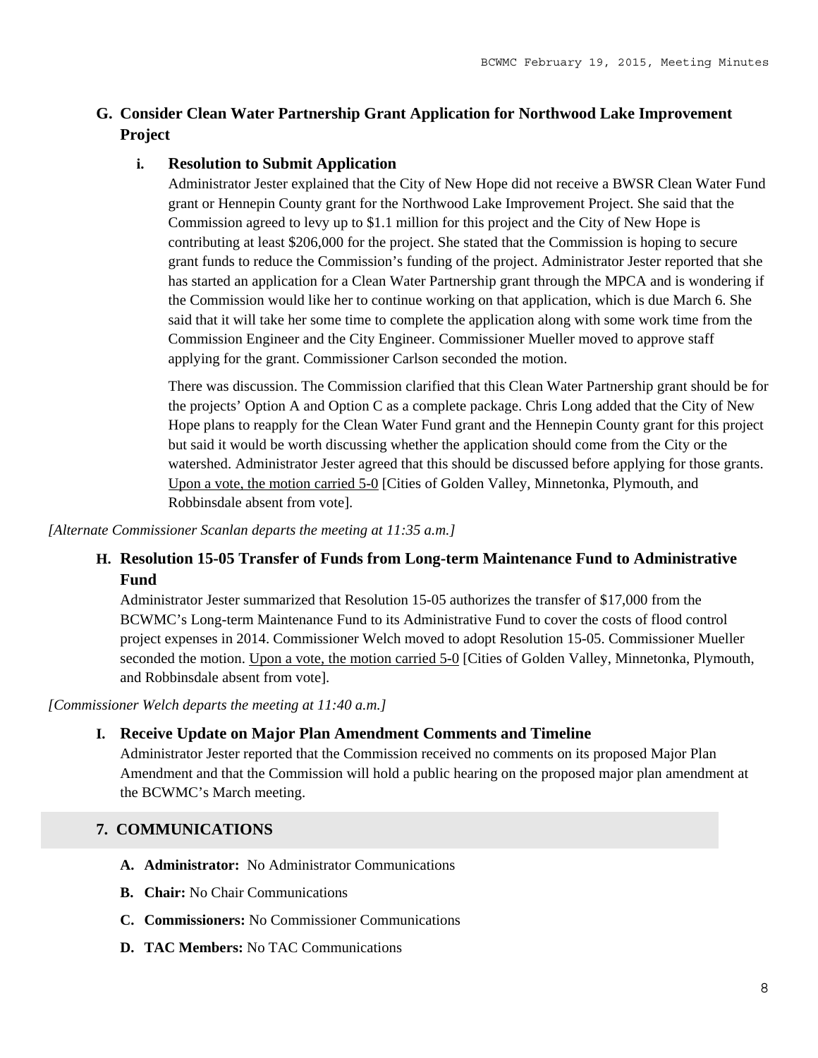### G. Consider Clean Water Partnership Grant Application for Northwood Lake Improvement Project

#### i. Resolution to Submit Application

Administrator Jester explained that the City of New Hope did not receive a BWSR Clean Water Fund grant or Hennepin County grant for the Northwood Lake Improvement Project. She said that the Commission agreed to levy up to $1.1 million for this project and the City of New Hope is contributing at least $206,000 for the project. She stated that the Commission is hoping to secure grant funds to reduce the Commission's funding of the project. Administrator Jester reported that she has started an application for a Clean Water Partnership grant through the MPCA and is wondering if the Commission would like her to continue working on that application, which is due March 6. She said that it will take her some time to complete the application along with some work time from the Commission Engineer and the City Engineer. Commissioner Mueller moved to approve staff applying for the grant. Commissioner Carlson seconded the motion.

There was discussion. The Commission clarified that this Clean Water Partnership grant should be for the projects' Option A and Option C as a complete package. Chris Long added that the City of New Hope plans to reapply for the Clean Water Fund grant and the Hennepin County grant for this project but said it would be worth discussing whether the application should come from the City or the watershed. Administrator Jester agreed that this should be discussed before applying for those grants. <u>Upon a vote, the motion carried 5-0</u> [Cities of Golden Valley, Minnetonka, Plymouth, and Robbinsdale absent from vote].

*[Alternate Commissioner Scanlan departs the meeting at 11:35 a.m.]*

### H. Resolution 15-05 Transfer of Funds from Long-term Maintenance Fund to Administrative Fund

Administrator Jester summarized that Resolution 15-05 authorizes the transfer of $17,000 from the BCWMC's Long-term Maintenance Fund to its Administrative Fund to cover the costs of flood control project expenses in 2014. Commissioner Welch moved to adopt Resolution 15-05. Commissioner Mueller seconded the motion. <u>Upon a vote, the motion carried 5-0</u> [Cities of Golden Valley, Minnetonka, Plymouth, and Robbinsdale absent from vote].

*[Commissioner Welch departs the meeting at 11:40 a.m.]*

### I. Receive Update on Major Plan Amendment Comments and Timeline

Administrator Jester reported that the Commission received no comments on its proposed Major Plan Amendment and that the Commission will hold a public hearing on the proposed major plan amendment at the BCWMC's March meeting.

## 7. COMMUNICATIONS

- **A. Administrator:** No Administrator Communications
- **B. Chair:** No Chair Communications
- **C. Commissioners:** No Commissioner Communications
- **D. TAC Members:** No TAC Communications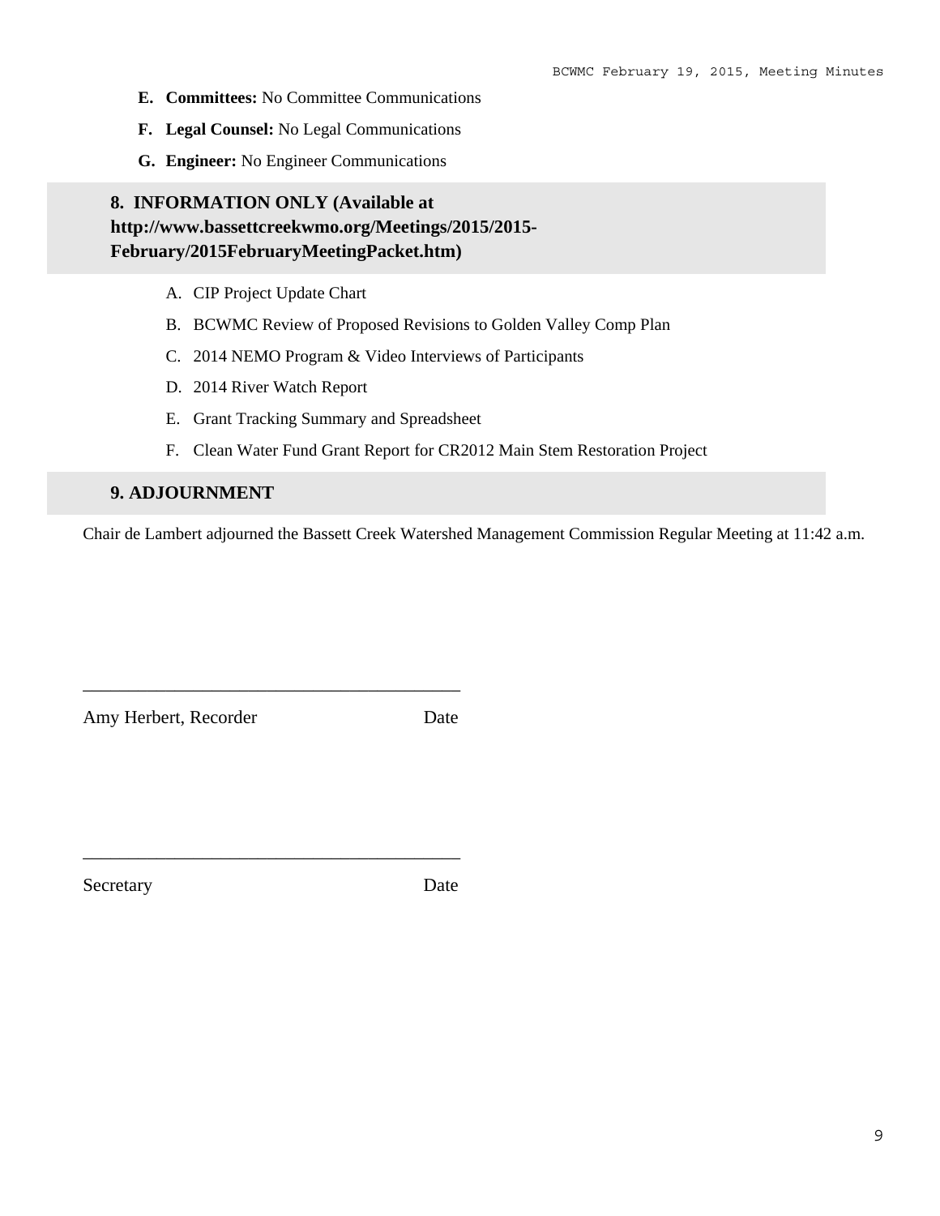- **E. Committees:** No Committee Communications
- **F. Legal Counsel:** No Legal Communications
- **G. Engineer:** No Engineer Communications

## 8. INFORMATION ONLY (Available at http://www.bassettcreekwmo.org/Meetings/2015/2015-February/2015FebruaryMeetingPacket.htm)

A. CIP Project Update Chart

B. BCWMC Review of Proposed Revisions to Golden Valley Comp Plan

C. 2014 NEMO Program & Video Interviews of Participants

D. 2014 River Watch Report

E. Grant Tracking Summary and Spreadsheet

F. Clean Water Fund Grant Report for CR2012 Main Stem Restoration Project

## 9. ADJOURNMENT

Chair de Lambert adjourned the Bassett Creek Watershed Management Commission Regular Meeting at 11:42 a.m.

\_\_\_\_\_\_\_\_\_\_\_\_\_\_\_\_\_\_\_\_\_\_\_\_\_\_\_\_\_\_\_\_\_\_\_\_\_\_\_\_\_\_

Amy Herbert, Recorder Date

\_\_\_\_\_\_\_\_\_\_\_\_\_\_\_\_\_\_\_\_\_\_\_\_\_\_\_\_\_\_\_\_\_\_\_\_\_\_\_\_\_\_

Secretary Date